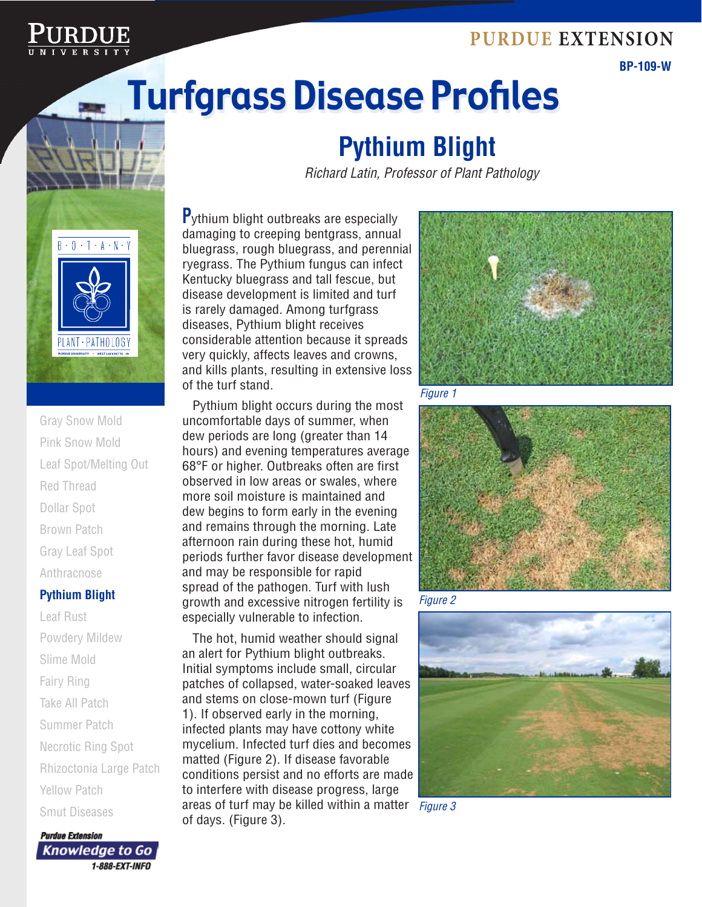PURDUE EXTENSION

BP-109-W

# Turfgrass Disease Profiles

## Pythium Blight

*Richard Latin, Professor of Plant Pathology*

Gray Snow Mold
Pink Snow Mold
Leaf Spot/Melting Out
Red Thread
Dollar Spot
Brown Patch
Gray Leaf Spot
Anthracnose
**Pythium Blight**
Leaf Rust
Powdery Mildew
Slime Mold
Fairy Ring
Take All Patch
Summer Patch
Necrotic Ring Spot
Rhizoctonia Large Patch
Yellow Patch
Smut Diseases

Pythium blight outbreaks are especially damaging to creeping bentgrass, annual bluegrass, rough bluegrass, and perennial ryegrass. The Pythium fungus can infect Kentucky bluegrass and tall fescue, but disease development is limited and turf is rarely damaged. Among turfgrass diseases, Pythium blight receives considerable attention because it spreads very quickly, affects leaves and crowns, and kills plants, resulting in extensive loss of the turf stand.

Pythium blight occurs during the most uncomfortable days of summer, when dew periods are long (greater than 14 hours) and evening temperatures average 68°F or higher. Outbreaks often are first observed in low areas or swales, where more soil moisture is maintained and dew begins to form early in the evening and remains through the morning. Late afternoon rain during these hot, humid periods further favor disease development and may be responsible for rapid spread of the pathogen. Turf with lush growth and excessive nitrogen fertility is especially vulnerable to infection.

The hot, humid weather should signal an alert for Pythium blight outbreaks. Initial symptoms include small, circular patches of collapsed, water-soaked leaves and stems on close-mown turf (Figure 1). If observed early in the morning, infected plants may have cottony white mycelium. Infected turf dies and becomes matted (Figure 2). If disease favorable conditions persist and no efforts are made to interfere with disease progress, large areas of turf may be killed within a matter of days. (Figure 3).

*Figure 1*

*Figure 2*

*Figure 3*

Purdue Extension
Knowledge to Go
1-888-EXT-INFO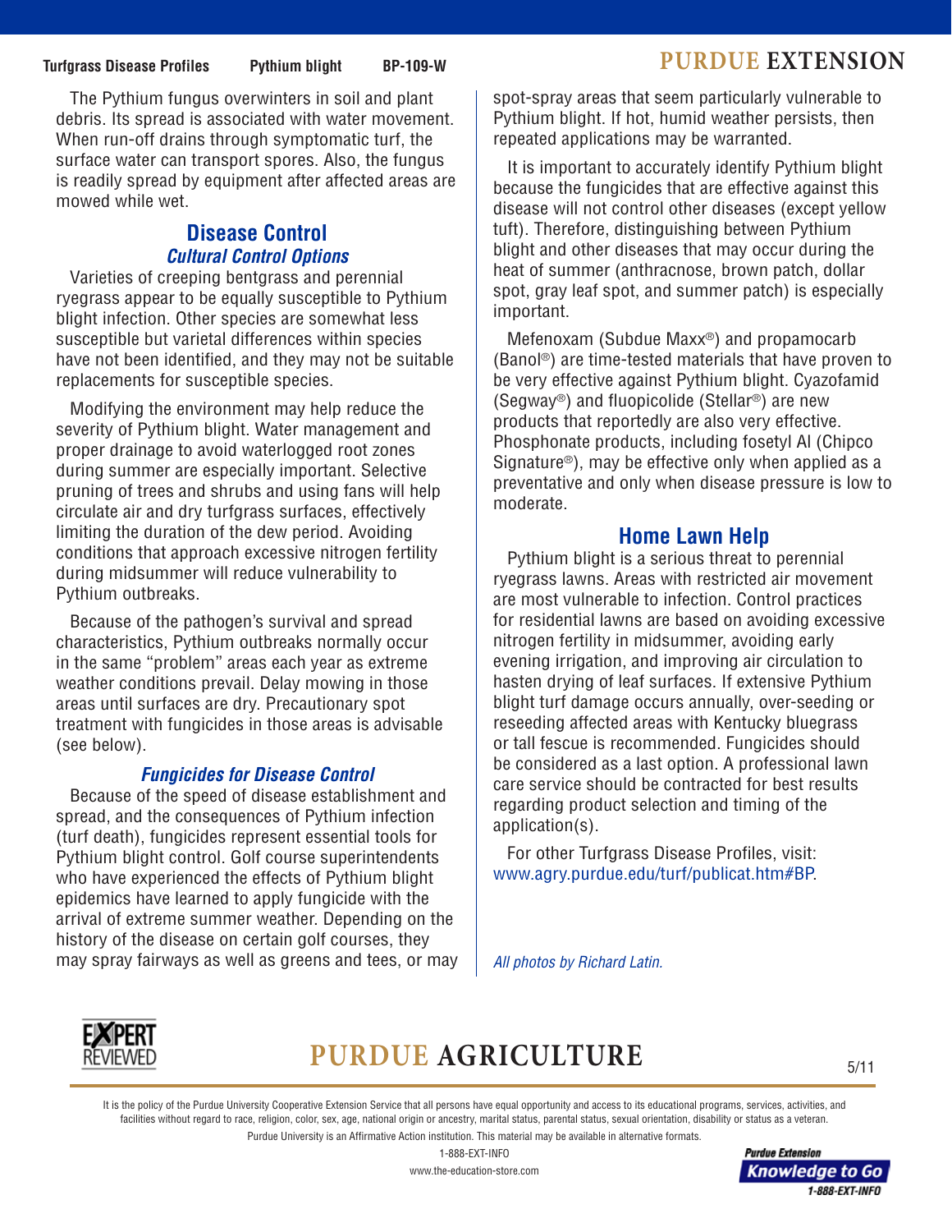The Pythium fungus overwinters in soil and plant debris. Its spread is associated with water movement. When run-off drains through symptomatic turf, the surface water can transport spores. Also, the fungus is readily spread by equipment after affected areas are mowed while wet.

## Disease Control

### *Cultural Control Options*

Varieties of creeping bentgrass and perennial ryegrass appear to be equally susceptible to Pythium blight infection. Other species are somewhat less susceptible but varietal differences within species have not been identified, and they may not be suitable replacements for susceptible species.

Modifying the environment may help reduce the severity of Pythium blight. Water management and proper drainage to avoid waterlogged root zones during summer are especially important. Selective pruning of trees and shrubs and using fans will help circulate air and dry turfgrass surfaces, effectively limiting the duration of the dew period. Avoiding conditions that approach excessive nitrogen fertility during midsummer will reduce vulnerability to Pythium outbreaks.

Because of the pathogen's survival and spread characteristics, Pythium outbreaks normally occur in the same "problem" areas each year as extreme weather conditions prevail. Delay mowing in those areas until surfaces are dry. Precautionary spot treatment with fungicides in those areas is advisable (see below).

### *Fungicides for Disease Control*

Because of the speed of disease establishment and spread, and the consequences of Pythium infection (turf death), fungicides represent essential tools for Pythium blight control. Golf course superintendents who have experienced the effects of Pythium blight epidemics have learned to apply fungicide with the arrival of extreme summer weather. Depending on the history of the disease on certain golf courses, they may spray fairways as well as greens and tees, or may spot-spray areas that seem particularly vulnerable to Pythium blight. If hot, humid weather persists, then repeated applications may be warranted.

It is important to accurately identify Pythium blight because the fungicides that are effective against this disease will not control other diseases (except yellow tuft). Therefore, distinguishing between Pythium blight and other diseases that may occur during the heat of summer (anthracnose, brown patch, dollar spot, gray leaf spot, and summer patch) is especially important.

Mefenoxam (Subdue Maxx®) and propamocarb (Banol®) are time-tested materials that have proven to be very effective against Pythium blight. Cyazofamid (Segway®) and fluopicolide (Stellar®) are new products that reportedly are also very effective. Phosphonate products, including fosetyl Al (Chipco Signature®), may be effective only when applied as a preventative and only when disease pressure is low to moderate.

## Home Lawn Help

Pythium blight is a serious threat to perennial ryegrass lawns. Areas with restricted air movement are most vulnerable to infection. Control practices for residential lawns are based on avoiding excessive nitrogen fertility in midsummer, avoiding early evening irrigation, and improving air circulation to hasten drying of leaf surfaces. If extensive Pythium blight turf damage occurs annually, over-seeding or reseeding affected areas with Kentucky bluegrass or tall fescue is recommended. Fungicides should be considered as a last option. A professional lawn care service should be contracted for best results regarding product selection and timing of the application(s).

For other Turfgrass Disease Profiles, visit: www.agry.purdue.edu/turf/publicat.htm#BP.

*All photos by Richard Latin.*

EXPERT REVIEWED

PURDUE AGRICULTURE

5/11

It is the policy of the Purdue University Cooperative Extension Service that all persons have equal opportunity and access to its educational programs, services, activities, and facilities without regard to race, religion, color, sex, age, national origin or ancestry, marital status, parental status, sexual orientation, disability or status as a veteran.

Purdue University is an Affirmative Action institution. This material may be available in alternative formats.

1-888-EXT-INFO

www.the-education-store.com

Purdue Extension Knowledge to Go 1-888-EXT-INFO